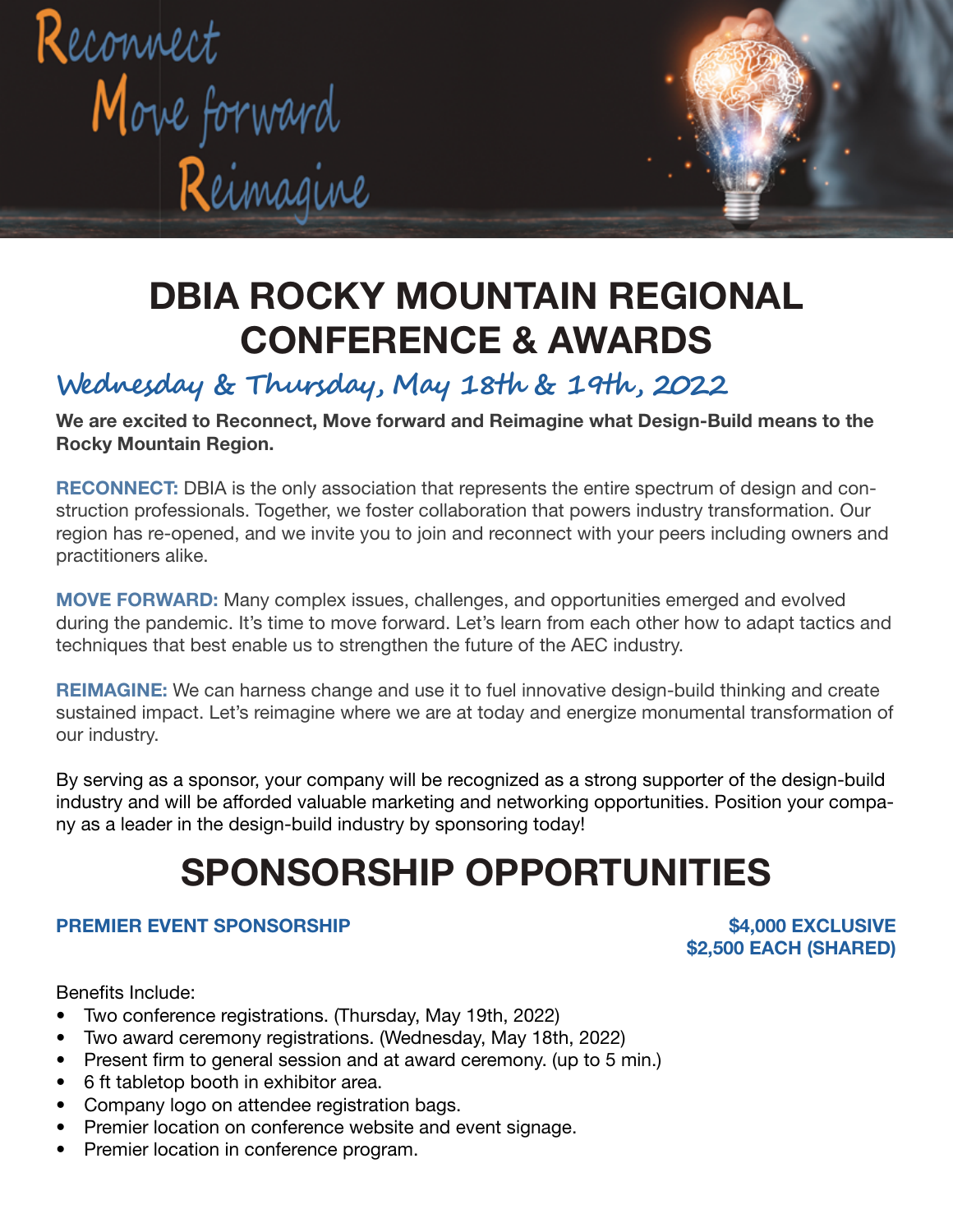Reconnect
Move forward
Reimagine

# DBIA ROCKY MOUNTAIN REGIONAL CONFERENCE & AWARDS

## Wednesday & Thursday, May 18th & 19th, 2022

**We are excited to Reconnect, Move forward and Reimagine what Design-Build means to the Rocky Mountain Region.**

**RECONNECT:** DBIA is the only association that represents the entire spectrum of design and construction professionals. Together, we foster collaboration that powers industry transformation. Our region has re-opened, and we invite you to join and reconnect with your peers including owners and practitioners alike.

**MOVE FORWARD:** Many complex issues, challenges, and opportunities emerged and evolved during the pandemic. It's time to move forward. Let's learn from each other how to adapt tactics and techniques that best enable us to strengthen the future of the AEC industry.

**REIMAGINE:** We can harness change and use it to fuel innovative design-build thinking and create sustained impact. Let's reimagine where we are at today and energize monumental transformation of our industry.

By serving as a sponsor, your company will be recognized as a strong supporter of the design-build industry and will be afforded valuable marketing and networking opportunities. Position your company as a leader in the design-build industry by sponsoring today!

# SPONSORSHIP OPPORTUNITIES

### PREMIER EVENT SPONSORSHIP

**$4,000 EXCLUSIVE**
**$2,500 EACH (SHARED)**

Benefits Include:

- Two conference registrations. (Thursday, May 19th, 2022)
- Two award ceremony registrations. (Wednesday, May 18th, 2022)
- Present firm to general session and at award ceremony. (up to 5 min.)
- 6 ft tabletop booth in exhibitor area.
- Company logo on attendee registration bags.
- Premier location on conference website and event signage.
- Premier location in conference program.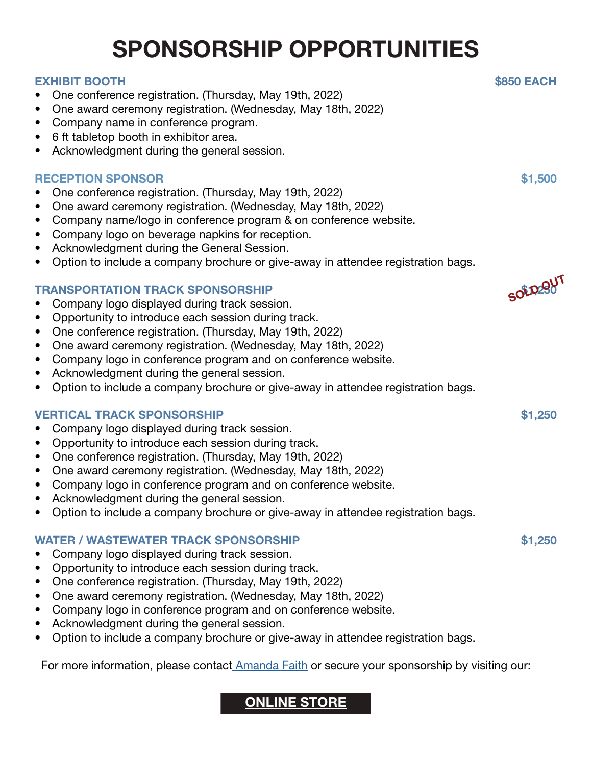# SPONSORSHIP OPPORTUNITIES

### EXHIBIT BOOTH — $850 EACH

- One conference registration. (Thursday, May 19th, 2022)
- One award ceremony registration. (Wednesday, May 18th, 2022)
- Company name in conference program.
- 6 ft tabletop booth in exhibitor area.
- Acknowledgment during the general session.

### RECEPTION SPONSOR — $1,500

- One conference registration. (Thursday, May 19th, 2022)
- One award ceremony registration. (Wednesday, May 18th, 2022)
- Company name/logo in conference program & on conference website.
- Company logo on beverage napkins for reception.
- Acknowledgment during the General Session.
- Option to include a company brochure or give-away in attendee registration bags.

### TRANSPORTATION TRACK SPONSORSHIP — $1,250 SOLD OUT

- Company logo displayed during track session.
- Opportunity to introduce each session during track.
- One conference registration. (Thursday, May 19th, 2022)
- One award ceremony registration. (Wednesday, May 18th, 2022)
- Company logo in conference program and on conference website.
- Acknowledgment during the general session.
- Option to include a company brochure or give-away in attendee registration bags.

### VERTICAL TRACK SPONSORSHIP — $1,250

- Company logo displayed during track session.
- Opportunity to introduce each session during track.
- One conference registration. (Thursday, May 19th, 2022)
- One award ceremony registration. (Wednesday, May 18th, 2022)
- Company logo in conference program and on conference website.
- Acknowledgment during the general session.
- Option to include a company brochure or give-away in attendee registration bags.

### WATER / WASTEWATER TRACK SPONSORSHIP — $1,250

- Company logo displayed during track session.
- Opportunity to introduce each session during track.
- One conference registration. (Thursday, May 19th, 2022)
- One award ceremony registration. (Wednesday, May 18th, 2022)
- Company logo in conference program and on conference website.
- Acknowledgment during the general session.
- Option to include a company brochure or give-away in attendee registration bags.

For more information, please contact Amanda Faith or secure your sponsorship by visiting our:

**ONLINE STORE**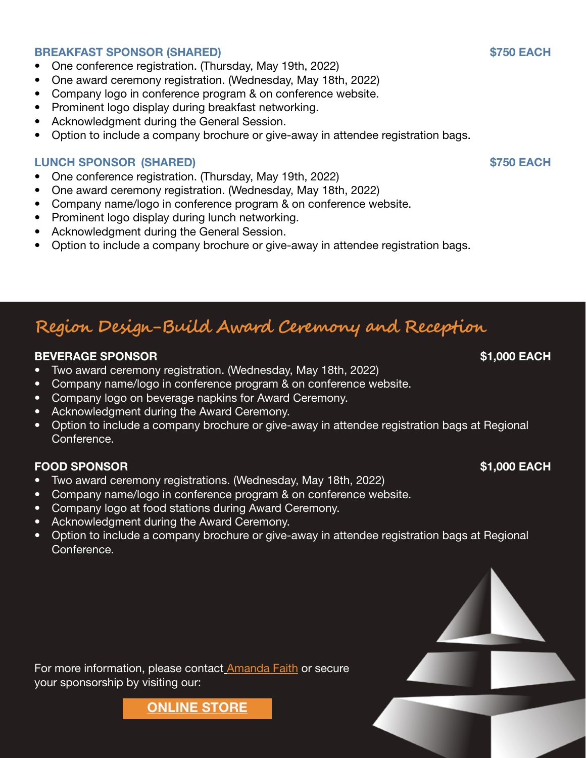### BREAKFAST SPONSOR (SHARED) — $750 EACH

- One conference registration. (Thursday, May 19th, 2022)
- One award ceremony registration. (Wednesday, May 18th, 2022)
- Company logo in conference program & on conference website.
- Prominent logo display during breakfast networking.
- Acknowledgment during the General Session.
- Option to include a company brochure or give-away in attendee registration bags.

### LUNCH SPONSOR (SHARED) — $750 EACH

- One conference registration. (Thursday, May 19th, 2022)
- One award ceremony registration. (Wednesday, May 18th, 2022)
- Company name/logo in conference program & on conference website.
- Prominent logo display during lunch networking.
- Acknowledgment during the General Session.
- Option to include a company brochure or give-away in attendee registration bags.

## Region Design-Build Award Ceremony and Reception

### BEVERAGE SPONSOR — $1,000 EACH

- Two award ceremony registration. (Wednesday, May 18th, 2022)
- Company name/logo in conference program & on conference website.
- Company logo on beverage napkins for Award Ceremony.
- Acknowledgment during the Award Ceremony.
- Option to include a company brochure or give-away in attendee registration bags at Regional Conference.

### FOOD SPONSOR — $1,000 EACH

- Two award ceremony registrations. (Wednesday, May 18th, 2022)
- Company name/logo in conference program & on conference website.
- Company logo at food stations during Award Ceremony.
- Acknowledgment during the Award Ceremony.
- Option to include a company brochure or give-away in attendee registration bags at Regional Conference.

For more information, please contact Amanda Faith or secure your sponsorship by visiting our:

**ONLINE STORE**